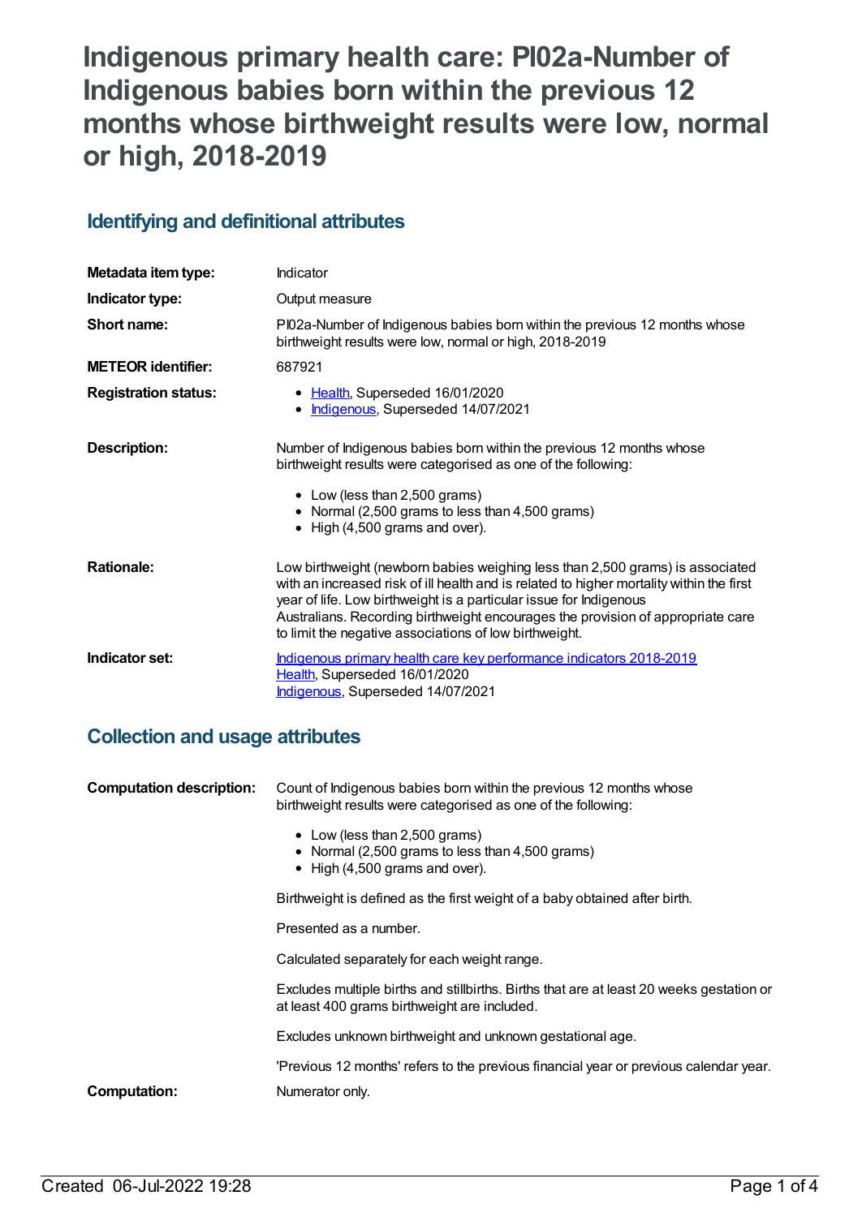# Indigenous primary health care: PI02a-Number of Indigenous babies born within the previous 12 months whose birthweight results were low, normal or high, 2018-2019

## Identifying and definitional attributes

| | |
|---|---|
| **Metadata item type:** | Indicator |
| **Indicator type:** | Output measure |
| **Short name:** | PI02a-Number of Indigenous babies born within the previous 12 months whose birthweight results were low, normal or high, 2018-2019 |
| **METEOR identifier:** | 687921 |
| **Registration status:** | • Health, Superseded 16/01/2020<br>• Indigenous, Superseded 14/07/2021 |
| **Description:** | Number of Indigenous babies born within the previous 12 months whose birthweight results were categorised as one of the following:<br>• Low (less than 2,500 grams)<br>• Normal (2,500 grams to less than 4,500 grams)<br>• High (4,500 grams and over). |
| **Rationale:** | Low birthweight (newborn babies weighing less than 2,500 grams) is associated with an increased risk of ill health and is related to higher mortality within the first year of life. Low birthweight is a particular issue for Indigenous Australians. Recording birthweight encourages the provision of appropriate care to limit the negative associations of low birthweight. |
| **Indicator set:** | Indigenous primary health care key performance indicators 2018-2019<br>Health, Superseded 16/01/2020<br>Indigenous, Superseded 14/07/2021 |

## Collection and usage attributes

| | |
|---|---|
| **Computation description:** | Count of Indigenous babies born within the previous 12 months whose birthweight results were categorised as one of the following:<br>• Low (less than 2,500 grams)<br>• Normal (2,500 grams to less than 4,500 grams)<br>• High (4,500 grams and over).<br><br>Birthweight is defined as the first weight of a baby obtained after birth.<br><br>Presented as a number.<br><br>Calculated separately for each weight range.<br><br>Excludes multiple births and stillbirths. Births that are at least 20 weeks gestation or at least 400 grams birthweight are included.<br><br>Excludes unknown birthweight and unknown gestational age.<br><br>'Previous 12 months' refers to the previous financial year or previous calendar year. |
| **Computation:** | Numerator only. |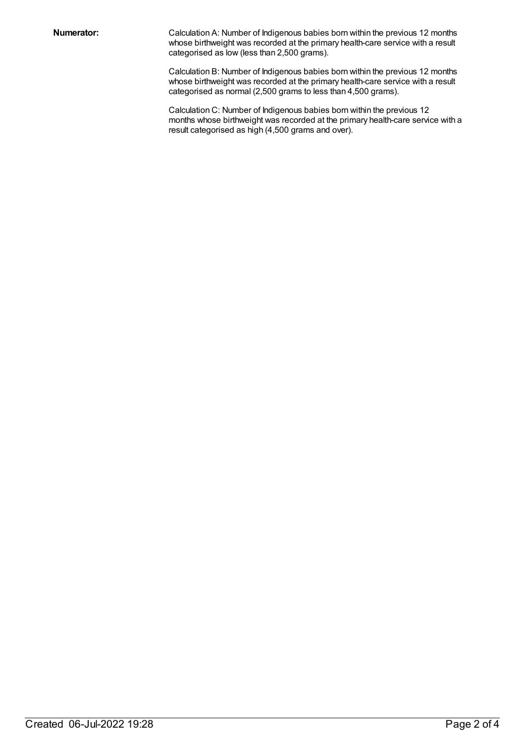**Numerator:**

Calculation A: Number of Indigenous babies born within the previous 12 months whose birthweight was recorded at the primary health-care service with a result categorised as low (less than 2,500 grams).

Calculation B: Number of Indigenous babies born within the previous 12 months whose birthweight was recorded at the primary health-care service with a result categorised as normal (2,500 grams to less than 4,500 grams).

Calculation C: Number of Indigenous babies born within the previous 12 months whose birthweight was recorded at the primary health-care service with a result categorised as high (4,500 grams and over).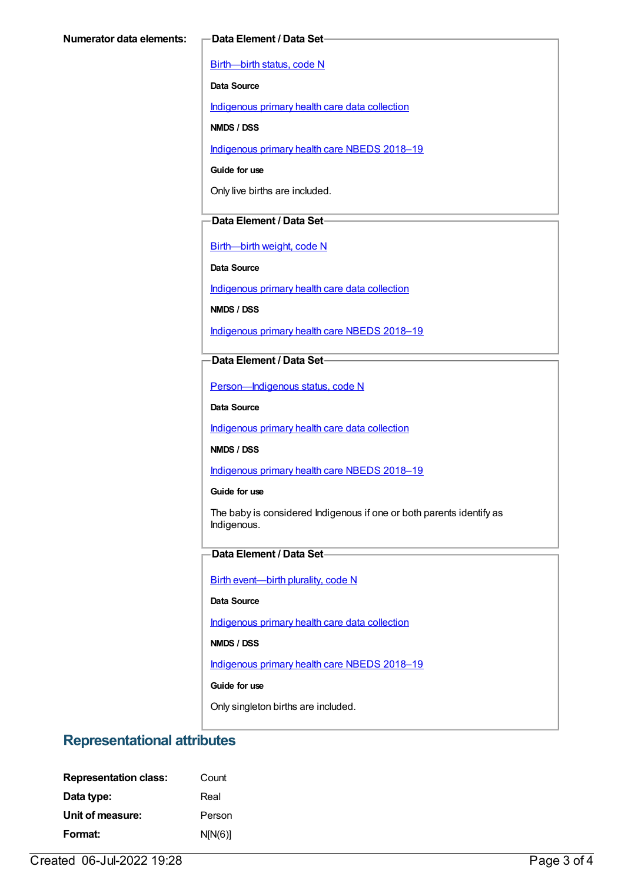**Numerator data elements:**

**Data Element / Data Set**

Birth—birth status, code N

**Data Source**

Indigenous primary health care data collection

**NMDS / DSS**

Indigenous primary health care NBEDS 2018–19

**Guide for use**

Only live births are included.

**Data Element / Data Set**

Birth—birth weight, code N

**Data Source**

Indigenous primary health care data collection

**NMDS / DSS**

Indigenous primary health care NBEDS 2018–19

**Data Element / Data Set**

Person—Indigenous status, code N

**Data Source**

Indigenous primary health care data collection

**NMDS / DSS**

Indigenous primary health care NBEDS 2018–19

**Guide for use**

The baby is considered Indigenous if one or both parents identify as Indigenous.

**Data Element / Data Set**

Birth event—birth plurality, code N

**Data Source**

Indigenous primary health care data collection

**NMDS / DSS**

Indigenous primary health care NBEDS 2018–19

**Guide for use**

Only singleton births are included.

## Representational attributes

**Representation class:** Count

**Data type:** Real

**Unit of measure:** Person

**Format:** N[N(6)]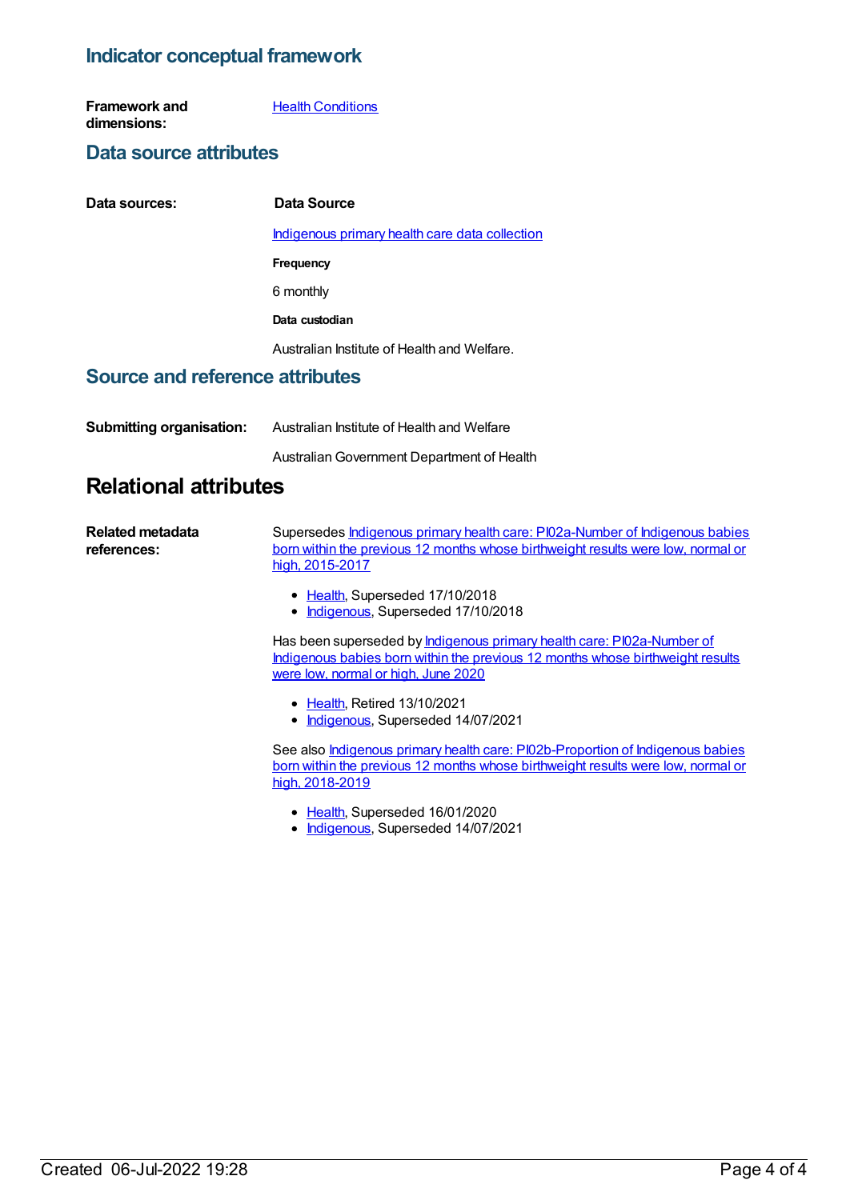## Indicator conceptual framework

**Framework and dimensions:** Health Conditions

## Data source attributes

**Data sources:**

**Data Source**

Indigenous primary health care data collection

**Frequency**

6 monthly

**Data custodian**

Australian Institute of Health and Welfare.

## Source and reference attributes

**Submitting organisation:** Australian Institute of Health and Welfare

Australian Government Department of Health

# Relational attributes

**Related metadata references:**

Supersedes Indigenous primary health care: PI02a-Number of Indigenous babies born within the previous 12 months whose birthweight results were low, normal or high, 2015-2017

- Health, Superseded 17/10/2018
- Indigenous, Superseded 17/10/2018

Has been superseded by Indigenous primary health care: PI02a-Number of Indigenous babies born within the previous 12 months whose birthweight results were low, normal or high, June 2020

- Health, Retired 13/10/2021
- Indigenous, Superseded 14/07/2021

See also Indigenous primary health care: PI02b-Proportion of Indigenous babies born within the previous 12 months whose birthweight results were low, normal or high, 2018-2019

- Health, Superseded 16/01/2020
- Indigenous, Superseded 14/07/2021